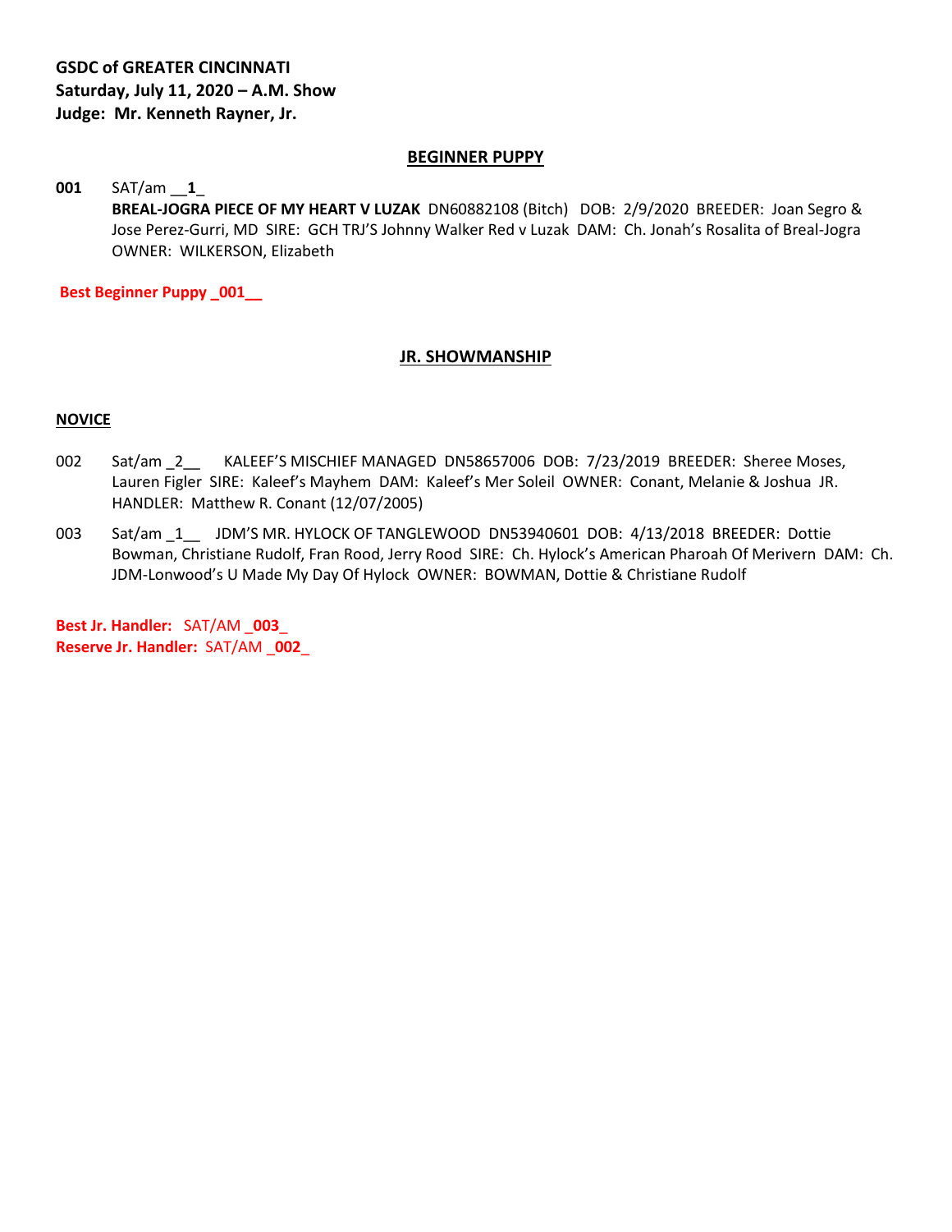**GSDC of GREATER CINCINNATI**
**Saturday, July 11, 2020 – A.M. Show**
**Judge: Mr. Kenneth Rayner, Jr.**

## BEGINNER PUPPY

**001** SAT/am __**1**_
**BREAL-JOGRA PIECE OF MY HEART V LUZAK** DN60882108 (Bitch) DOB: 2/9/2020 BREEDER: Joan Segro & Jose Perez-Gurri, MD SIRE: GCH TRJ'S Johnny Walker Red v Luzak DAM: Ch. Jonah's Rosalita of Breal-Jogra OWNER: WILKERSON, Elizabeth

**Best Beginner Puppy _001__**

## JR. SHOWMANSHIP

### NOVICE

002 Sat/am _2__ KALEEF'S MISCHIEF MANAGED DN58657006 DOB: 7/23/2019 BREEDER: Sheree Moses, Lauren Figler SIRE: Kaleef's Mayhem DAM: Kaleef's Mer Soleil OWNER: Conant, Melanie & Joshua JR. HANDLER: Matthew R. Conant (12/07/2005)

003 Sat/am _1__ JDM'S MR. HYLOCK OF TANGLEWOOD DN53940601 DOB: 4/13/2018 BREEDER: Dottie Bowman, Christiane Rudolf, Fran Rood, Jerry Rood SIRE: Ch. Hylock's American Pharoah Of Merivern DAM: Ch. JDM-Lonwood's U Made My Day Of Hylock OWNER: BOWMAN, Dottie & Christiane Rudolf

**Best Jr. Handler:** SAT/AM **_003_**
**Reserve Jr. Handler:** SAT/AM **_002_**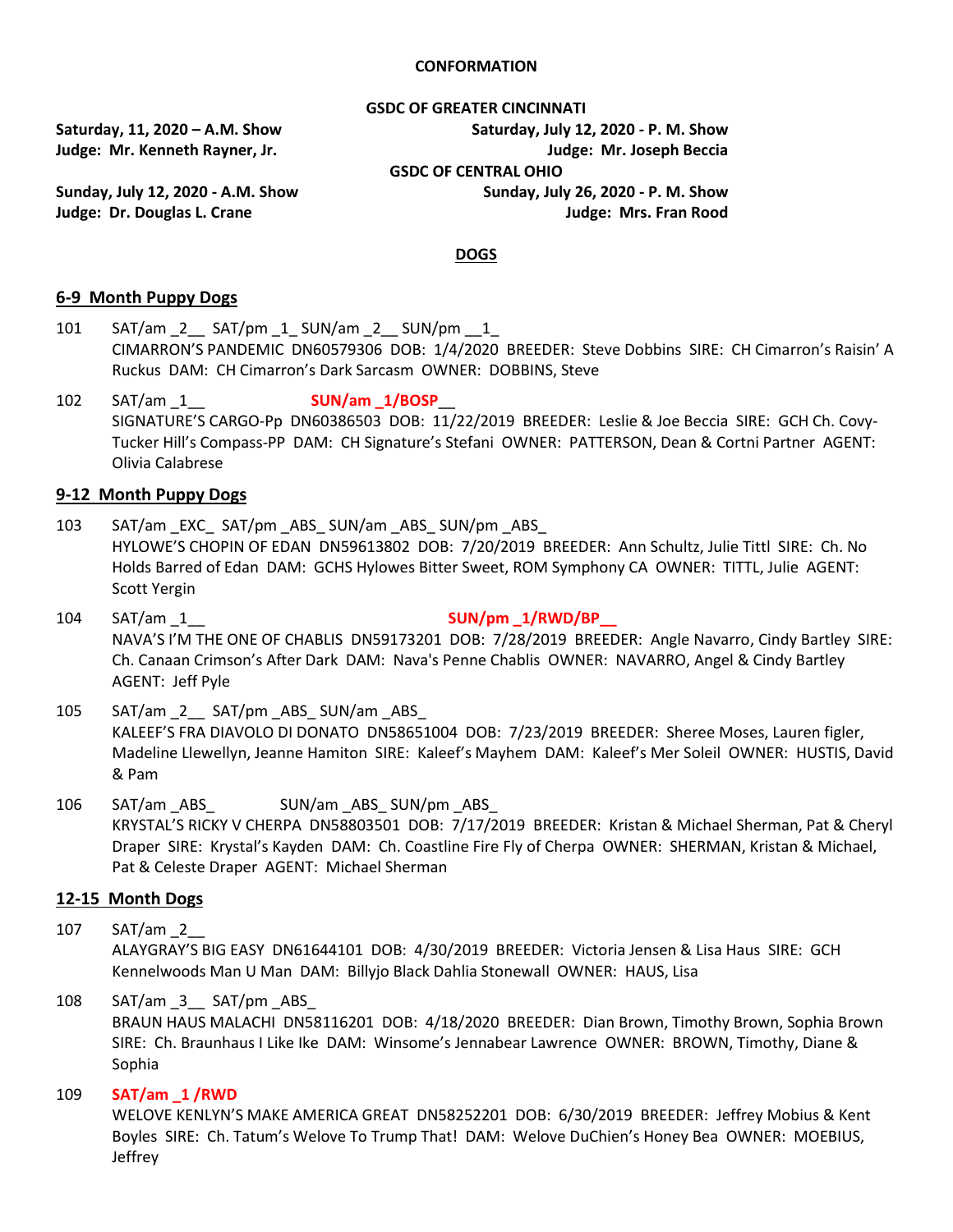**CONFORMATION**

**GSDC OF GREATER CINCINNATI**

**Saturday, 11, 2020 – A.M. Show**
**Judge: Mr. Kenneth Rayner, Jr.**

**Saturday, July 12, 2020 - P. M. Show**
**Judge: Mr. Joseph Beccia**

**GSDC OF CENTRAL OHIO**

**Sunday, July 12, 2020 - A.M. Show**
**Judge: Dr. Douglas L. Crane**

**Sunday, July 26, 2020 - P. M. Show**
**Judge: Mrs. Fran Rood**

## DOGS

### 6-9 Month Puppy Dogs

101 SAT/am _2__ SAT/pm _1_ SUN/am _2__ SUN/pm __1_
CIMARRON'S PANDEMIC DN60579306 DOB: 1/4/2020 BREEDER: Steve Dobbins SIRE: CH Cimarron's Raisin' A Ruckus DAM: CH Cimarron's Dark Sarcasm OWNER: DOBBINS, Steve

102 SAT/am _1__ **SUN/am _1/BOSP__**
SIGNATURE'S CARGO-Pp DN60386503 DOB: 11/22/2019 BREEDER: Leslie & Joe Beccia SIRE: GCH Ch. Covy-Tucker Hill's Compass-PP DAM: CH Signature's Stefani OWNER: PATTERSON, Dean & Cortni Partner AGENT: Olivia Calabrese

### 9-12 Month Puppy Dogs

103 SAT/am _EXC_ SAT/pm _ABS_ SUN/am _ABS_ SUN/pm _ABS_
HYLOWE'S CHOPIN OF EDAN DN59613802 DOB: 7/20/2019 BREEDER: Ann Schultz, Julie Tittl SIRE: Ch. No Holds Barred of Edan DAM: GCHS Hylowes Bitter Sweet, ROM Symphony CA OWNER: TITTL, Julie AGENT: Scott Yergin

104 SAT/am _1__ **SUN/pm _1/RWD/BP__**
NAVA'S I'M THE ONE OF CHABLIS DN59173201 DOB: 7/28/2019 BREEDER: Angle Navarro, Cindy Bartley SIRE: Ch. Canaan Crimson's After Dark DAM: Nava's Penne Chablis OWNER: NAVARRO, Angel & Cindy Bartley AGENT: Jeff Pyle

105 SAT/am _2__ SAT/pm _ABS_ SUN/am _ABS_
KALEEF'S FRA DIAVOLO DI DONATO DN58651004 DOB: 7/23/2019 BREEDER: Sheree Moses, Lauren figler, Madeline Llewellyn, Jeanne Hamiton SIRE: Kaleef's Mayhem DAM: Kaleef's Mer Soleil OWNER: HUSTIS, David & Pam

106 SAT/am _ABS_ SUN/am _ABS_ SUN/pm _ABS_
KRYSTAL'S RICKY V CHERPA DN58803501 DOB: 7/17/2019 BREEDER: Kristan & Michael Sherman, Pat & Cheryl Draper SIRE: Krystal's Kayden DAM: Ch. Coastline Fire Fly of Cherpa OWNER: SHERMAN, Kristan & Michael, Pat & Celeste Draper AGENT: Michael Sherman

### 12-15 Month Dogs

107 SAT/am _2__
ALAYGRAY'S BIG EASY DN61644101 DOB: 4/30/2019 BREEDER: Victoria Jensen & Lisa Haus SIRE: GCH Kennelwoods Man U Man DAM: Billyjo Black Dahlia Stonewall OWNER: HAUS, Lisa

108 SAT/am _3__ SAT/pm _ABS_
BRAUN HAUS MALACHI DN58116201 DOB: 4/18/2020 BREEDER: Dian Brown, Timothy Brown, Sophia Brown SIRE: Ch. Braunhaus I Like Ike DAM: Winsome's Jennabear Lawrence OWNER: BROWN, Timothy, Diane & Sophia

109 **SAT/am _1 /RWD**
WELOVE KENLYN'S MAKE AMERICA GREAT DN58252201 DOB: 6/30/2019 BREEDER: Jeffrey Mobius & Kent Boyles SIRE: Ch. Tatum's Welove To Trump That! DAM: Welove DuChien's Honey Bea OWNER: MOEBIUS, Jeffrey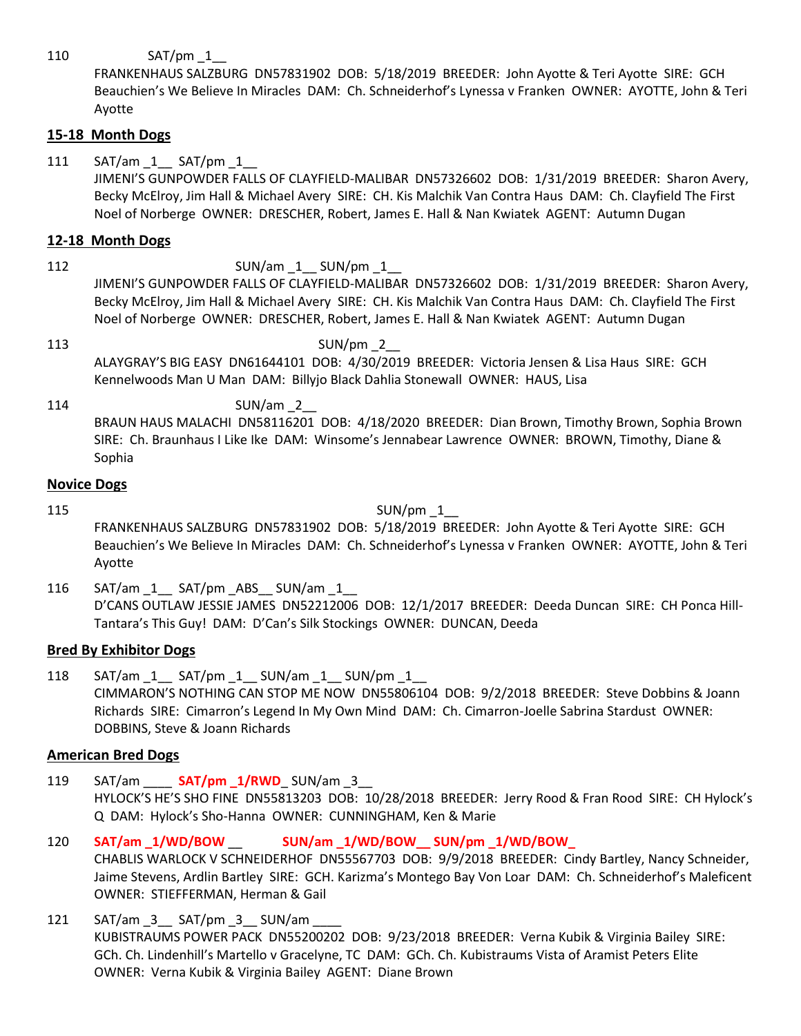110 SAT/pm _1__
FRANKENHAUS SALZBURG DN57831902 DOB: 5/18/2019 BREEDER: John Ayotte & Teri Ayotte SIRE: GCH Beauchien's We Believe In Miracles DAM: Ch. Schneiderhof's Lynessa v Franken OWNER: AYOTTE, John & Teri Ayotte

## 15-18 Month Dogs

111 SAT/am _1__ SAT/pm _1__
JIMENI'S GUNPOWDER FALLS OF CLAYFIELD-MALIBAR DN57326602 DOB: 1/31/2019 BREEDER: Sharon Avery, Becky McElroy, Jim Hall & Michael Avery SIRE: CH. Kis Malchik Van Contra Haus DAM: Ch. Clayfield The First Noel of Norberge OWNER: DRESCHER, Robert, James E. Hall & Nan Kwiatek AGENT: Autumn Dugan

## 12-18 Month Dogs

112 SUN/am _1__ SUN/pm _1__
JIMENI'S GUNPOWDER FALLS OF CLAYFIELD-MALIBAR DN57326602 DOB: 1/31/2019 BREEDER: Sharon Avery, Becky McElroy, Jim Hall & Michael Avery SIRE: CH. Kis Malchik Van Contra Haus DAM: Ch. Clayfield The First Noel of Norberge OWNER: DRESCHER, Robert, James E. Hall & Nan Kwiatek AGENT: Autumn Dugan

113 SUN/pm _2__
ALAYGRAY'S BIG EASY DN61644101 DOB: 4/30/2019 BREEDER: Victoria Jensen & Lisa Haus SIRE: GCH Kennelwoods Man U Man DAM: Billyjo Black Dahlia Stonewall OWNER: HAUS, Lisa

114 SUN/am _2__
BRAUN HAUS MALACHI DN58116201 DOB: 4/18/2020 BREEDER: Dian Brown, Timothy Brown, Sophia Brown SIRE: Ch. Braunhaus I Like Ike DAM: Winsome's Jennabear Lawrence OWNER: BROWN, Timothy, Diane & Sophia

## Novice Dogs

115 SUN/pm _1__
FRANKENHAUS SALZBURG DN57831902 DOB: 5/18/2019 BREEDER: John Ayotte & Teri Ayotte SIRE: GCH Beauchien's We Believe In Miracles DAM: Ch. Schneiderhof's Lynessa v Franken OWNER: AYOTTE, John & Teri Ayotte

116 SAT/am _1__ SAT/pm _ABS__ SUN/am _1__
D'CANS OUTLAW JESSIE JAMES DN52212006 DOB: 12/1/2017 BREEDER: Deeda Duncan SIRE: CH Ponca Hill-Tantara's This Guy! DAM: D'Can's Silk Stockings OWNER: DUNCAN, Deeda

## Bred By Exhibitor Dogs

118 SAT/am _1__ SAT/pm _1__ SUN/am _1__ SUN/pm _1__
CIMMARON'S NOTHING CAN STOP ME NOW DN55806104 DOB: 9/2/2018 BREEDER: Steve Dobbins & Joann Richards SIRE: Cimarron's Legend In My Own Mind DAM: Ch. Cimarron-Joelle Sabrina Stardust OWNER: DOBBINS, Steve & Joann Richards

## American Bred Dogs

119 SAT/am ____ **SAT/pm _1/RWD_** SUN/am _3__
HYLOCK'S HE'S SHO FINE DN55813203 DOB: 10/28/2018 BREEDER: Jerry Rood & Fran Rood SIRE: CH Hylock's Q DAM: Hylock's Sho-Hanna OWNER: CUNNINGHAM, Ken & Marie

120 **SAT/am _1/WD/BOW __** **SUN/am _1/WD/BOW__ SUN/pm _1/WD/BOW_**
CHABLIS WARLOCK V SCHNEIDERHOF DN55567703 DOB: 9/9/2018 BREEDER: Cindy Bartley, Nancy Schneider, Jaime Stevens, Ardlin Bartley SIRE: GCH. Karizma's Montego Bay Von Loar DAM: Ch. Schneiderhof's Maleficent OWNER: STIEFFERMAN, Herman & Gail

121 SAT/am _3__ SAT/pm _3__ SUN/am ____
KUBISTRAUMS POWER PACK DN55200202 DOB: 9/23/2018 BREEDER: Verna Kubik & Virginia Bailey SIRE: GCh. Ch. Lindenhill's Martello v Gracelyne, TC DAM: GCh. Ch. Kubistraums Vista of Aramist Peters Elite OWNER: Verna Kubik & Virginia Bailey AGENT: Diane Brown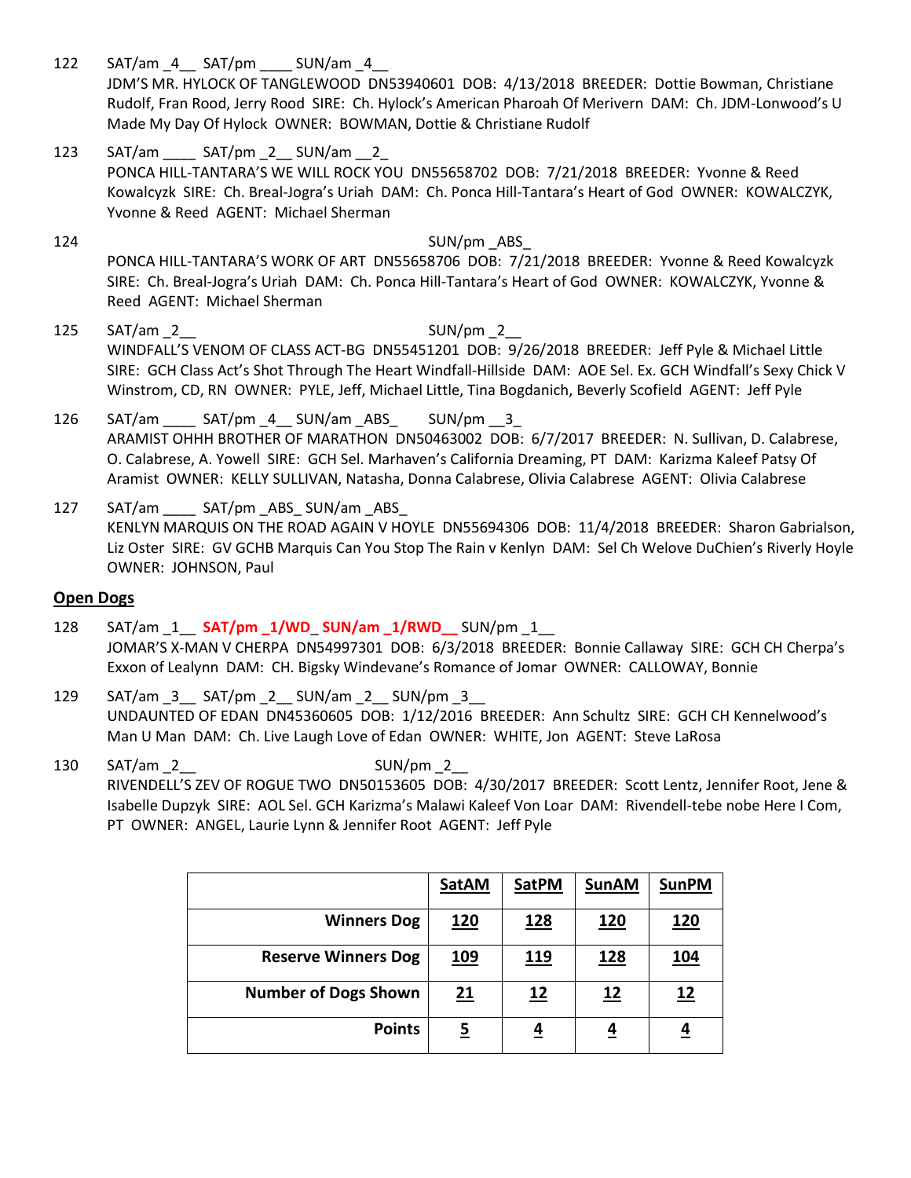122 SAT/am _4__ SAT/pm ____ SUN/am _4__
JDM'S MR. HYLOCK OF TANGLEWOOD DN53940601 DOB: 4/13/2018 BREEDER: Dottie Bowman, Christiane Rudolf, Fran Rood, Jerry Rood SIRE: Ch. Hylock's American Pharoah Of Merivern DAM: Ch. JDM-Lonwood's U Made My Day Of Hylock OWNER: BOWMAN, Dottie & Christiane Rudolf

123 SAT/am ____ SAT/pm _2__ SUN/am __2_
PONCA HILL-TANTARA'S WE WILL ROCK YOU DN55658702 DOB: 7/21/2018 BREEDER: Yvonne & Reed Kowalcyzk SIRE: Ch. Breal-Jogra's Uriah DAM: Ch. Ponca Hill-Tantara's Heart of God OWNER: KOWALCZYK, Yvonne & Reed AGENT: Michael Sherman

124 SUN/pm _ABS_
PONCA HILL-TANTARA'S WORK OF ART DN55658706 DOB: 7/21/2018 BREEDER: Yvonne & Reed Kowalcyzk SIRE: Ch. Breal-Jogra's Uriah DAM: Ch. Ponca Hill-Tantara's Heart of God OWNER: KOWALCZYK, Yvonne & Reed AGENT: Michael Sherman

125 SAT/am _2__ SUN/pm _2__
WINDFALL'S VENOM OF CLASS ACT-BG DN55451201 DOB: 9/26/2018 BREEDER: Jeff Pyle & Michael Little SIRE: GCH Class Act's Shot Through The Heart Windfall-Hillside DAM: AOE Sel. Ex. GCH Windfall's Sexy Chick V Winstrom, CD, RN OWNER: PYLE, Jeff, Michael Little, Tina Bogdanich, Beverly Scofield AGENT: Jeff Pyle

126 SAT/am ____ SAT/pm _4__ SUN/am _ABS_ SUN/pm __3_
ARAMIST OHHH BROTHER OF MARATHON DN50463002 DOB: 6/7/2017 BREEDER: N. Sullivan, D. Calabrese, O. Calabrese, A. Yowell SIRE: GCH Sel. Marhaven's California Dreaming, PT DAM: Karizma Kaleef Patsy Of Aramist OWNER: KELLY SULLIVAN, Natasha, Donna Calabrese, Olivia Calabrese AGENT: Olivia Calabrese

127 SAT/am ____ SAT/pm _ABS_ SUN/am _ABS_
KENLYN MARQUIS ON THE ROAD AGAIN V HOYLE DN55694306 DOB: 11/4/2018 BREEDER: Sharon Gabrialson, Liz Oster SIRE: GV GCHB Marquis Can You Stop The Rain v Kenlyn DAM: Sel Ch Welove DuChien's Riverly Hoyle OWNER: JOHNSON, Paul

## Open Dogs

128 SAT/am _1__ **SAT/pm _1/WD_ SUN/am _1/RWD__** SUN/pm _1__
JOMAR'S X-MAN V CHERPA DN54997301 DOB: 6/3/2018 BREEDER: Bonnie Callaway SIRE: GCH CH Cherpa's Exxon of Lealynn DAM: CH. Bigsky Windevane's Romance of Jomar OWNER: CALLOWAY, Bonnie

129 SAT/am _3__ SAT/pm _2__ SUN/am _2__ SUN/pm _3__
UNDAUNTED OF EDAN DN45360605 DOB: 1/12/2016 BREEDER: Ann Schultz SIRE: GCH CH Kennelwood's Man U Man DAM: Ch. Live Laugh Love of Edan OWNER: WHITE, Jon AGENT: Steve LaRosa

130 SAT/am _2__ SUN/pm _2__
RIVENDELL'S ZEV OF ROGUE TWO DN50153605 DOB: 4/30/2017 BREEDER: Scott Lentz, Jennifer Root, Jene & Isabelle Dupzyk SIRE: AOL Sel. GCH Karizma's Malawi Kaleef Von Loar DAM: Rivendell-tebe nobe Here I Com, PT OWNER: ANGEL, Laurie Lynn & Jennifer Root AGENT: Jeff Pyle

| | SatAM | SatPM | SunAM | SunPM |
|---|---|---|---|---|
| Winners Dog | 120 | 128 | 120 | 120 |
| Reserve Winners Dog | 109 | 119 | 128 | 104 |
| Number of Dogs Shown | 21 | 12 | 12 | 12 |
| Points | 5 | 4 | 4 | 4 |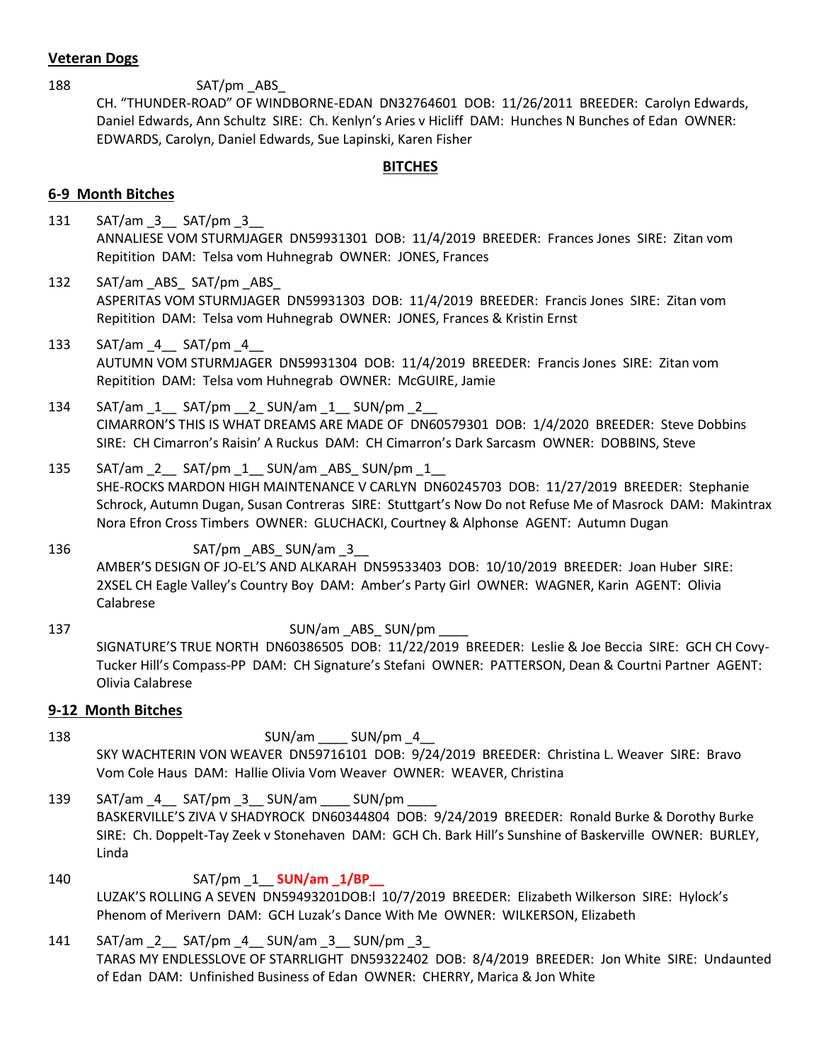## Veteran Dogs

188 SAT/pm _ABS_
CH. "THUNDER-ROAD" OF WINDBORNE-EDAN DN32764601 DOB: 11/26/2011 BREEDER: Carolyn Edwards, Daniel Edwards, Ann Schultz SIRE: Ch. Kenlyn's Aries v Hicliff DAM: Hunches N Bunches of Edan OWNER: EDWARDS, Carolyn, Daniel Edwards, Sue Lapinski, Karen Fisher

## BITCHES

## 6-9 Month Bitches

131 SAT/am _3__ SAT/pm _3__
ANNALIESE VOM STURMJAGER DN59931301 DOB: 11/4/2019 BREEDER: Frances Jones SIRE: Zitan vom Repitition DAM: Telsa vom Huhnegrab OWNER: JONES, Frances

132 SAT/am _ABS_ SAT/pm _ABS_
ASPERITAS VOM STURMJAGER DN59931303 DOB: 11/4/2019 BREEDER: Francis Jones SIRE: Zitan vom Repitition DAM: Telsa vom Huhnegrab OWNER: JONES, Frances & Kristin Ernst

133 SAT/am _4__ SAT/pm _4__
AUTUMN VOM STURMJAGER DN59931304 DOB: 11/4/2019 BREEDER: Francis Jones SIRE: Zitan vom Repitition DAM: Telsa vom Huhnegrab OWNER: McGUIRE, Jamie

134 SAT/am _1__ SAT/pm __2_ SUN/am _1__ SUN/pm _2__
CIMARRON'S THIS IS WHAT DREAMS ARE MADE OF DN60579301 DOB: 1/4/2020 BREEDER: Steve Dobbins SIRE: CH Cimarron's Raisin' A Ruckus DAM: CH Cimarron's Dark Sarcasm OWNER: DOBBINS, Steve

135 SAT/am _2__ SAT/pm _1__ SUN/am _ABS_ SUN/pm _1__
SHE-ROCKS MARDON HIGH MAINTENANCE V CARLYN DN60245703 DOB: 11/27/2019 BREEDER: Stephanie Schrock, Autumn Dugan, Susan Contreras SIRE: Stuttgart's Now Do not Refuse Me of Masrock DAM: Makintrax Nora Efron Cross Timbers OWNER: GLUCHACKI, Courtney & Alphonse AGENT: Autumn Dugan

136 SAT/pm _ABS_ SUN/am _3__
AMBER'S DESIGN OF JO-EL'S AND ALKARAH DN59533403 DOB: 10/10/2019 BREEDER: Joan Huber SIRE: 2XSEL CH Eagle Valley's Country Boy DAM: Amber's Party Girl OWNER: WAGNER, Karin AGENT: Olivia Calabrese

137 SUN/am _ABS_ SUN/pm ____
SIGNATURE'S TRUE NORTH DN60386505 DOB: 11/22/2019 BREEDER: Leslie & Joe Beccia SIRE: GCH CH Covy-Tucker Hill's Compass-PP DAM: CH Signature's Stefani OWNER: PATTERSON, Dean & Courtni Partner AGENT: Olivia Calabrese

## 9-12 Month Bitches

138 SUN/am ____ SUN/pm _4__
SKY WACHTERIN VON WEAVER DN59716101 DOB: 9/24/2019 BREEDER: Christina L. Weaver SIRE: Bravo Vom Cole Haus DAM: Hallie Olivia Vom Weaver OWNER: WEAVER, Christina

139 SAT/am _4__ SAT/pm _3__ SUN/am ____ SUN/pm ____
BASKERVILLE'S ZIVA V SHADYROCK DN60344804 DOB: 9/24/2019 BREEDER: Ronald Burke & Dorothy Burke SIRE: Ch. Doppelt-Tay Zeek v Stonehaven DAM: GCH Ch. Bark Hill's Sunshine of Baskerville OWNER: BURLEY, Linda

140 SAT/pm _1__ **SUN/am _1/BP__**
LUZAK'S ROLLING A SEVEN DN59493201DOB:l 10/7/2019 BREEDER: Elizabeth Wilkerson SIRE: Hylock's Phenom of Merivern DAM: GCH Luzak's Dance With Me OWNER: WILKERSON, Elizabeth

141 SAT/am _2__ SAT/pm _4__ SUN/am _3__ SUN/pm _3_
TARAS MY ENDLESSLOVE OF STARRLIGHT DN59322402 DOB: 8/4/2019 BREEDER: Jon White SIRE: Undaunted of Edan DAM: Unfinished Business of Edan OWNER: CHERRY, Marica & Jon White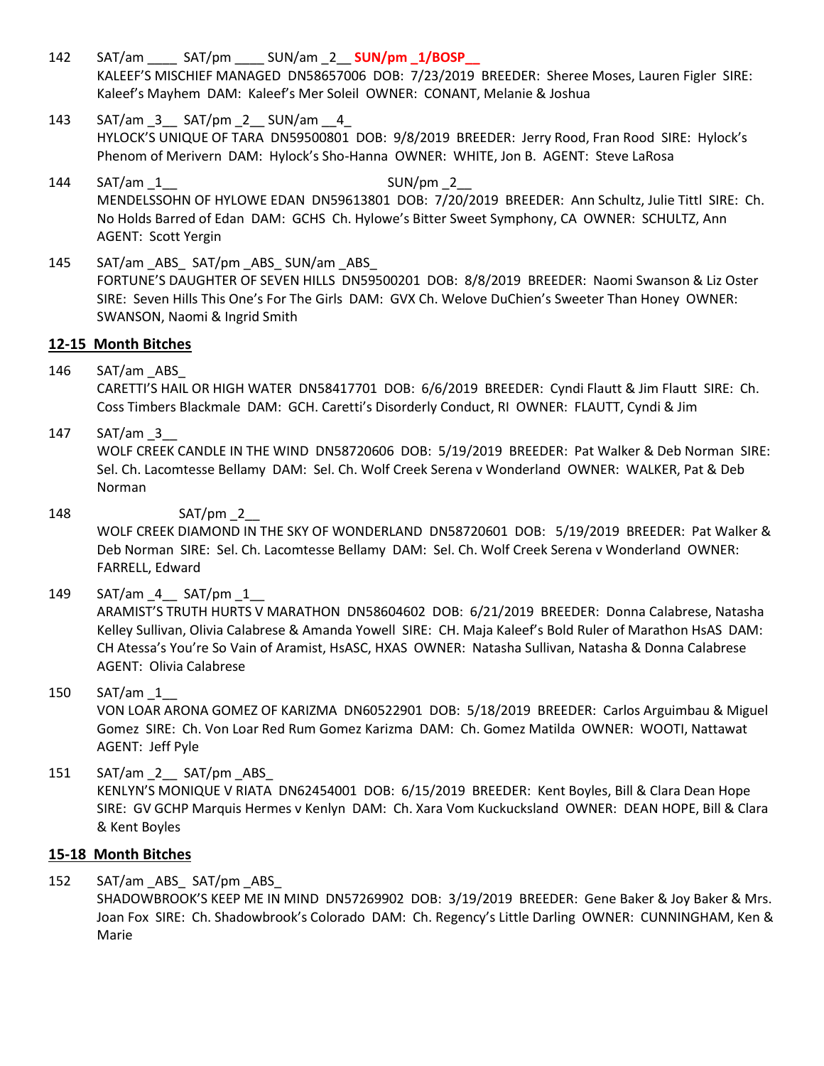142 SAT/am ____ SAT/pm ____ SUN/am _2__ **SUN/pm _1/BOSP__**
KALEEF'S MISCHIEF MANAGED DN58657006 DOB: 7/23/2019 BREEDER: Sheree Moses, Lauren Figler SIRE: Kaleef's Mayhem DAM: Kaleef's Mer Soleil OWNER: CONANT, Melanie & Joshua

143 SAT/am _3__ SAT/pm _2__ SUN/am __4_
HYLOCK'S UNIQUE OF TARA DN59500801 DOB: 9/8/2019 BREEDER: Jerry Rood, Fran Rood SIRE: Hylock's Phenom of Merivern DAM: Hylock's Sho-Hanna OWNER: WHITE, Jon B. AGENT: Steve LaRosa

144 SAT/am _1__ SUN/pm _2__
MENDELSSOHN OF HYLOWE EDAN DN59613801 DOB: 7/20/2019 BREEDER: Ann Schultz, Julie Tittl SIRE: Ch. No Holds Barred of Edan DAM: GCHS Ch. Hylowe's Bitter Sweet Symphony, CA OWNER: SCHULTZ, Ann AGENT: Scott Yergin

145 SAT/am _ABS_ SAT/pm _ABS_ SUN/am _ABS_
FORTUNE'S DAUGHTER OF SEVEN HILLS DN59500201 DOB: 8/8/2019 BREEDER: Naomi Swanson & Liz Oster SIRE: Seven Hills This One's For The Girls DAM: GVX Ch. Welove DuChien's Sweeter Than Honey OWNER: SWANSON, Naomi & Ingrid Smith

## 12-15 Month Bitches

146 SAT/am _ABS_
CARETTI'S HAIL OR HIGH WATER DN58417701 DOB: 6/6/2019 BREEDER: Cyndi Flautt & Jim Flautt SIRE: Ch. Coss Timbers Blackmale DAM: GCH. Caretti's Disorderly Conduct, RI OWNER: FLAUTT, Cyndi & Jim

147 SAT/am _3__
WOLF CREEK CANDLE IN THE WIND DN58720606 DOB: 5/19/2019 BREEDER: Pat Walker & Deb Norman SIRE: Sel. Ch. Lacomtesse Bellamy DAM: Sel. Ch. Wolf Creek Serena v Wonderland OWNER: WALKER, Pat & Deb Norman

148 SAT/pm _2__
WOLF CREEK DIAMOND IN THE SKY OF WONDERLAND DN58720601 DOB: 5/19/2019 BREEDER: Pat Walker & Deb Norman SIRE: Sel. Ch. Lacomtesse Bellamy DAM: Sel. Ch. Wolf Creek Serena v Wonderland OWNER: FARRELL, Edward

149 SAT/am _4__ SAT/pm _1__
ARAMIST'S TRUTH HURTS V MARATHON DN58604602 DOB: 6/21/2019 BREEDER: Donna Calabrese, Natasha Kelley Sullivan, Olivia Calabrese & Amanda Yowell SIRE: CH. Maja Kaleef's Bold Ruler of Marathon HsAS DAM: CH Atessa's You're So Vain of Aramist, HsASC, HXAS OWNER: Natasha Sullivan, Natasha & Donna Calabrese AGENT: Olivia Calabrese

150 SAT/am _1__
VON LOAR ARONA GOMEZ OF KARIZMA DN60522901 DOB: 5/18/2019 BREEDER: Carlos Arguimbau & Miguel Gomez SIRE: Ch. Von Loar Red Rum Gomez Karizma DAM: Ch. Gomez Matilda OWNER: WOOTI, Nattawat AGENT: Jeff Pyle

151 SAT/am _2__ SAT/pm _ABS_
KENLYN'S MONIQUE V RIATA DN62454001 DOB: 6/15/2019 BREEDER: Kent Boyles, Bill & Clara Dean Hope SIRE: GV GCHP Marquis Hermes v Kenlyn DAM: Ch. Xara Vom Kuckucksland OWNER: DEAN HOPE, Bill & Clara & Kent Boyles

## 15-18 Month Bitches

152 SAT/am _ABS_ SAT/pm _ABS_
SHADOWBROOK'S KEEP ME IN MIND DN57269902 DOB: 3/19/2019 BREEDER: Gene Baker & Joy Baker & Mrs. Joan Fox SIRE: Ch. Shadowbrook's Colorado DAM: Ch. Regency's Little Darling OWNER: CUNNINGHAM, Ken & Marie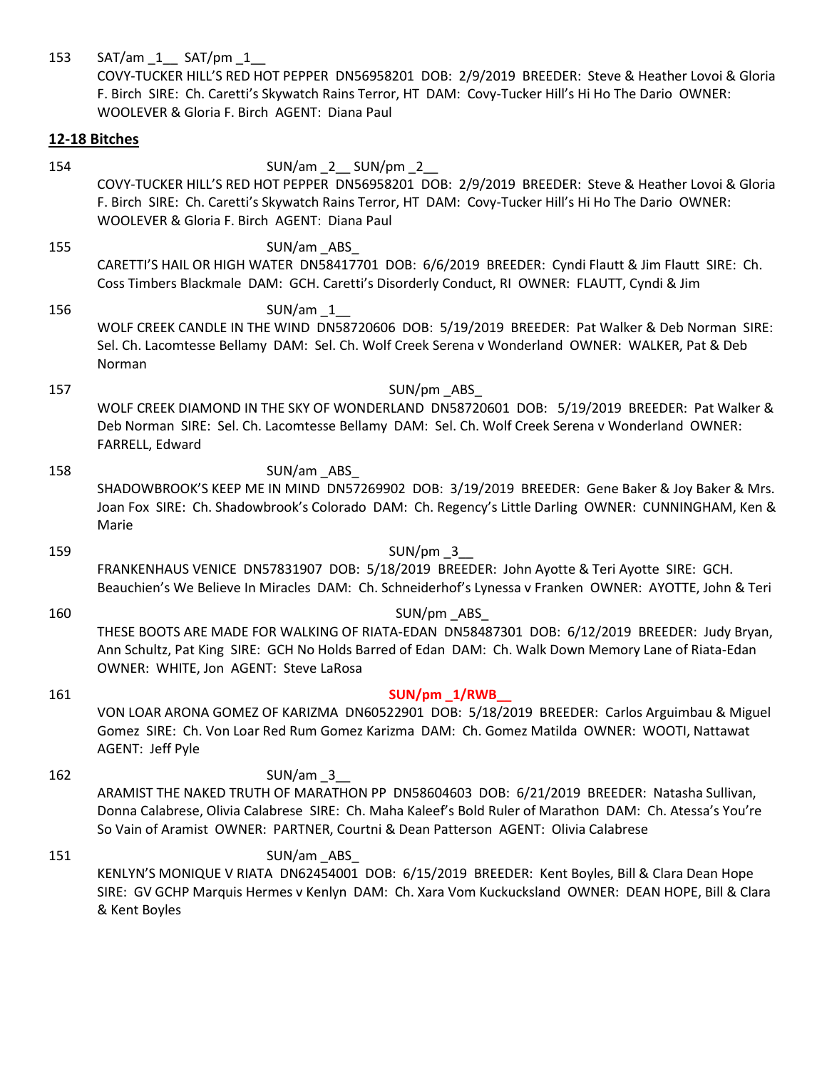153 SAT/am _1__ SAT/pm _1__
COVY-TUCKER HILL'S RED HOT PEPPER DN56958201 DOB: 2/9/2019 BREEDER: Steve & Heather Lovoi & Gloria F. Birch SIRE: Ch. Caretti's Skywatch Rains Terror, HT DAM: Covy-Tucker Hill's Hi Ho The Dario OWNER: WOOLEVER & Gloria F. Birch AGENT: Diana Paul

## 12-18 Bitches

154 SUN/am _2__ SUN/pm _2__
COVY-TUCKER HILL'S RED HOT PEPPER DN56958201 DOB: 2/9/2019 BREEDER: Steve & Heather Lovoi & Gloria F. Birch SIRE: Ch. Caretti's Skywatch Rains Terror, HT DAM: Covy-Tucker Hill's Hi Ho The Dario OWNER: WOOLEVER & Gloria F. Birch AGENT: Diana Paul

155 SUN/am _ABS_
CARETTI'S HAIL OR HIGH WATER DN58417701 DOB: 6/6/2019 BREEDER: Cyndi Flautt & Jim Flautt SIRE: Ch. Coss Timbers Blackmale DAM: GCH. Caretti's Disorderly Conduct, RI OWNER: FLAUTT, Cyndi & Jim

156 SUN/am _1__
WOLF CREEK CANDLE IN THE WIND DN58720606 DOB: 5/19/2019 BREEDER: Pat Walker & Deb Norman SIRE: Sel. Ch. Lacomtesse Bellamy DAM: Sel. Ch. Wolf Creek Serena v Wonderland OWNER: WALKER, Pat & Deb Norman

157 SUN/pm _ABS_
WOLF CREEK DIAMOND IN THE SKY OF WONDERLAND DN58720601 DOB: 5/19/2019 BREEDER: Pat Walker & Deb Norman SIRE: Sel. Ch. Lacomtesse Bellamy DAM: Sel. Ch. Wolf Creek Serena v Wonderland OWNER: FARRELL, Edward

158 SUN/am _ABS_
SHADOWBROOK'S KEEP ME IN MIND DN57269902 DOB: 3/19/2019 BREEDER: Gene Baker & Joy Baker & Mrs. Joan Fox SIRE: Ch. Shadowbrook's Colorado DAM: Ch. Regency's Little Darling OWNER: CUNNINGHAM, Ken & Marie

159 SUN/pm _3__
FRANKENHAUS VENICE DN57831907 DOB: 5/18/2019 BREEDER: John Ayotte & Teri Ayotte SIRE: GCH. Beauchien's We Believe In Miracles DAM: Ch. Schneiderhof's Lynessa v Franken OWNER: AYOTTE, John & Teri

160 SUN/pm _ABS_
THESE BOOTS ARE MADE FOR WALKING OF RIATA-EDAN DN58487301 DOB: 6/12/2019 BREEDER: Judy Bryan, Ann Schultz, Pat King SIRE: GCH No Holds Barred of Edan DAM: Ch. Walk Down Memory Lane of Riata-Edan OWNER: WHITE, Jon AGENT: Steve LaRosa

161 **SUN/pm _1/RWB__**
VON LOAR ARONA GOMEZ OF KARIZMA DN60522901 DOB: 5/18/2019 BREEDER: Carlos Arguimbau & Miguel Gomez SIRE: Ch. Von Loar Red Rum Gomez Karizma DAM: Ch. Gomez Matilda OWNER: WOOTI, Nattawat AGENT: Jeff Pyle

162 SUN/am _3__
ARAMIST THE NAKED TRUTH OF MARATHON PP DN58604603 DOB: 6/21/2019 BREEDER: Natasha Sullivan, Donna Calabrese, Olivia Calabrese SIRE: Ch. Maha Kaleef's Bold Ruler of Marathon DAM: Ch. Atessa's You're So Vain of Aramist OWNER: PARTNER, Courtni & Dean Patterson AGENT: Olivia Calabrese

151 SUN/am _ABS_
KENLYN'S MONIQUE V RIATA DN62454001 DOB: 6/15/2019 BREEDER: Kent Boyles, Bill & Clara Dean Hope SIRE: GV GCHP Marquis Hermes v Kenlyn DAM: Ch. Xara Vom Kuckucksland OWNER: DEAN HOPE, Bill & Clara & Kent Boyles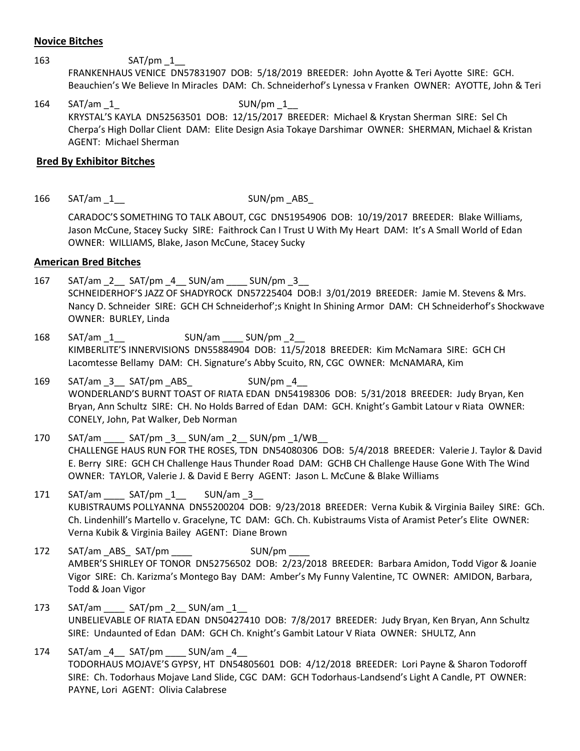## **Novice Bitches**

163 SAT/pm _1__

FRANKENHAUS VENICE DN57831907 DOB: 5/18/2019 BREEDER: John Ayotte & Teri Ayotte SIRE: GCH. Beauchien's We Believe In Miracles DAM: Ch. Schneiderhof's Lynessa v Franken OWNER: AYOTTE, John & Teri

164 SAT/am _1_ SUN/pm _1__

KRYSTAL'S KAYLA DN52563501 DOB: 12/15/2017 BREEDER: Michael & Krystan Sherman SIRE: Sel Ch Cherpa's High Dollar Client DAM: Elite Design Asia Tokaye Darshimar OWNER: SHERMAN, Michael & Kristan AGENT: Michael Sherman

## **Bred By Exhibitor Bitches**

166 SAT/am _1__ SUN/pm _ABS_

CARADOC'S SOMETHING TO TALK ABOUT, CGC DN51954906 DOB: 10/19/2017 BREEDER: Blake Williams, Jason McCune, Stacey Sucky SIRE: Faithrock Can I Trust U With My Heart DAM: It's A Small World of Edan OWNER: WILLIAMS, Blake, Jason McCune, Stacey Sucky

## **American Bred Bitches**

167 SAT/am _2__ SAT/pm _4__ SUN/am ____ SUN/pm _3__

SCHNEIDERHOF'S JAZZ OF SHADYROCK DN57225404 DOB:l 3/01/2019 BREEDER: Jamie M. Stevens & Mrs. Nancy D. Schneider SIRE: GCH CH Schneiderhof';s Knight In Shining Armor DAM: CH Schneiderhof's Shockwave OWNER: BURLEY, Linda

168 SAT/am _1__ SUN/am ____ SUN/pm _2__

KIMBERLITE'S INNERVISIONS DN55884904 DOB: 11/5/2018 BREEDER: Kim McNamara SIRE: GCH CH Lacomtesse Bellamy DAM: CH. Signature's Abby Scuito, RN, CGC OWNER: McNAMARA, Kim

169 SAT/am _3__ SAT/pm _ABS_ SUN/pm _4__

WONDERLAND'S BURNT TOAST OF RIATA EDAN DN54198306 DOB: 5/31/2018 BREEDER: Judy Bryan, Ken Bryan, Ann Schultz SIRE: CH. No Holds Barred of Edan DAM: GCH. Knight's Gambit Latour v Riata OWNER: CONELY, John, Pat Walker, Deb Norman

170 SAT/am ____ SAT/pm _3__ SUN/am _2__ SUN/pm _1/WB__

CHALLENGE HAUS RUN FOR THE ROSES, TDN DN54080306 DOB: 5/4/2018 BREEDER: Valerie J. Taylor & David E. Berry SIRE: GCH CH Challenge Haus Thunder Road DAM: GCHB CH Challenge Hause Gone With The Wind OWNER: TAYLOR, Valerie J. & David E Berry AGENT: Jason L. McCune & Blake Williams

171 SAT/am ____ SAT/pm _1__ SUN/am _3__

KUBISTRAUMS POLLYANNA DN55200204 DOB: 9/23/2018 BREEDER: Verna Kubik & Virginia Bailey SIRE: GCh. Ch. Lindenhill's Martello v. Gracelyne, TC DAM: GCh. Ch. Kubistraums Vista of Aramist Peter's Elite OWNER: Verna Kubik & Virginia Bailey AGENT: Diane Brown

172 SAT/am _ABS_ SAT/pm ____ SUN/pm ____

AMBER'S SHIRLEY OF TONOR DN52756502 DOB: 2/23/2018 BREEDER: Barbara Amidon, Todd Vigor & Joanie Vigor SIRE: Ch. Karizma's Montego Bay DAM: Amber's My Funny Valentine, TC OWNER: AMIDON, Barbara, Todd & Joan Vigor

173 SAT/am ____ SAT/pm _2__ SUN/am _1__

UNBELIEVABLE OF RIATA EDAN DN50427410 DOB: 7/8/2017 BREEDER: Judy Bryan, Ken Bryan, Ann Schultz SIRE: Undaunted of Edan DAM: GCH Ch. Knight's Gambit Latour V Riata OWNER: SHULTZ, Ann

174 SAT/am _4__ SAT/pm ____ SUN/am _4__

TODORHAUS MOJAVE'S GYPSY, HT DN54805601 DOB: 4/12/2018 BREEDER: Lori Payne & Sharon Todoroff SIRE: Ch. Todorhaus Mojave Land Slide, CGC DAM: GCH Todorhaus-Landsend's Light A Candle, PT OWNER: PAYNE, Lori AGENT: Olivia Calabrese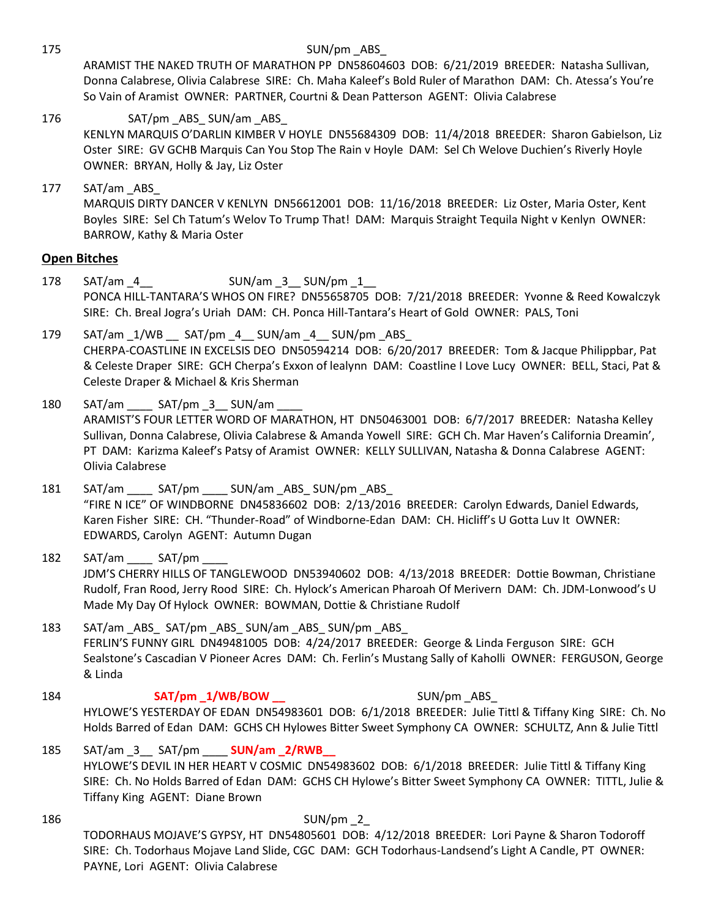175 SUN/pm _ABS_

ARAMIST THE NAKED TRUTH OF MARATHON PP DN58604603 DOB: 6/21/2019 BREEDER: Natasha Sullivan, Donna Calabrese, Olivia Calabrese SIRE: Ch. Maha Kaleef's Bold Ruler of Marathon DAM: Ch. Atessa's You're So Vain of Aramist OWNER: PARTNER, Courtni & Dean Patterson AGENT: Olivia Calabrese

176 SAT/pm _ABS_ SUN/am _ABS_

KENLYN MARQUIS O'DARLIN KIMBER V HOYLE DN55684309 DOB: 11/4/2018 BREEDER: Sharon Gabielson, Liz Oster SIRE: GV GCHB Marquis Can You Stop The Rain v Hoyle DAM: Sel Ch Welove Duchien's Riverly Hoyle OWNER: BRYAN, Holly & Jay, Liz Oster

177 SAT/am _ABS_

MARQUIS DIRTY DANCER V KENLYN DN56612001 DOB: 11/16/2018 BREEDER: Liz Oster, Maria Oster, Kent Boyles SIRE: Sel Ch Tatum's Welov To Trump That! DAM: Marquis Straight Tequila Night v Kenlyn OWNER: BARROW, Kathy & Maria Oster

## Open Bitches

178 SAT/am _4__ SUN/am _3__ SUN/pm _1__

PONCA HILL-TANTARA'S WHOS ON FIRE? DN55658705 DOB: 7/21/2018 BREEDER: Yvonne & Reed Kowalczyk SIRE: Ch. Breal Jogra's Uriah DAM: CH. Ponca Hill-Tantara's Heart of Gold OWNER: PALS, Toni

179 SAT/am _1/WB __ SAT/pm _4__ SUN/am _4__ SUN/pm _ABS_

CHERPA-COASTLINE IN EXCELSIS DEO DN50594214 DOB: 6/20/2017 BREEDER: Tom & Jacque Philippbar, Pat & Celeste Draper SIRE: GCH Cherpa's Exxon of lealynn DAM: Coastline I Love Lucy OWNER: BELL, Staci, Pat & Celeste Draper & Michael & Kris Sherman

180 SAT/am ____ SAT/pm _3__ SUN/am ____

ARAMIST'S FOUR LETTER WORD OF MARATHON, HT DN50463001 DOB: 6/7/2017 BREEDER: Natasha Kelley Sullivan, Donna Calabrese, Olivia Calabrese & Amanda Yowell SIRE: GCH Ch. Mar Haven's California Dreamin', PT DAM: Karizma Kaleef's Patsy of Aramist OWNER: KELLY SULLIVAN, Natasha & Donna Calabrese AGENT: Olivia Calabrese

181 SAT/am ____ SAT/pm ____ SUN/am _ABS_ SUN/pm _ABS_

"FIRE N ICE" OF WINDBORNE DN45836602 DOB: 2/13/2016 BREEDER: Carolyn Edwards, Daniel Edwards, Karen Fisher SIRE: CH. "Thunder-Road" of Windborne-Edan DAM: CH. Hicliff's U Gotta Luv It OWNER: EDWARDS, Carolyn AGENT: Autumn Dugan

182 SAT/am ____ SAT/pm ____

JDM'S CHERRY HILLS OF TANGLEWOOD DN53940602 DOB: 4/13/2018 BREEDER: Dottie Bowman, Christiane Rudolf, Fran Rood, Jerry Rood SIRE: Ch. Hylock's American Pharoah Of Merivern DAM: Ch. JDM-Lonwood's U Made My Day Of Hylock OWNER: BOWMAN, Dottie & Christiane Rudolf

183 SAT/am _ABS_ SAT/pm _ABS_ SUN/am _ABS_ SUN/pm _ABS_

FERLIN'S FUNNY GIRL DN49481005 DOB: 4/24/2017 BREEDER: George & Linda Ferguson SIRE: GCH Sealstone's Cascadian V Pioneer Acres DAM: Ch. Ferlin's Mustang Sally of Kaholli OWNER: FERGUSON, George & Linda

184 **SAT/pm _1/WB/BOW __** SUN/pm _ABS_

HYLOWE'S YESTERDAY OF EDAN DN54983601 DOB: 6/1/2018 BREEDER: Julie Tittl & Tiffany King SIRE: Ch. No Holds Barred of Edan DAM: GCHS CH Hylowes Bitter Sweet Symphony CA OWNER: SCHULTZ, Ann & Julie Tittl

185 SAT/am _3__ SAT/pm ____ **SUN/am _2/RWB__**

HYLOWE'S DEVIL IN HER HEART V COSMIC DN54983602 DOB: 6/1/2018 BREEDER: Julie Tittl & Tiffany King SIRE: Ch. No Holds Barred of Edan DAM: GCHS CH Hylowe's Bitter Sweet Symphony CA OWNER: TITTL, Julie & Tiffany King AGENT: Diane Brown

186 SUN/pm _2_

TODORHAUS MOJAVE'S GYPSY, HT DN54805601 DOB: 4/12/2018 BREEDER: Lori Payne & Sharon Todoroff SIRE: Ch. Todorhaus Mojave Land Slide, CGC DAM: GCH Todorhaus-Landsend's Light A Candle, PT OWNER: PAYNE, Lori AGENT: Olivia Calabrese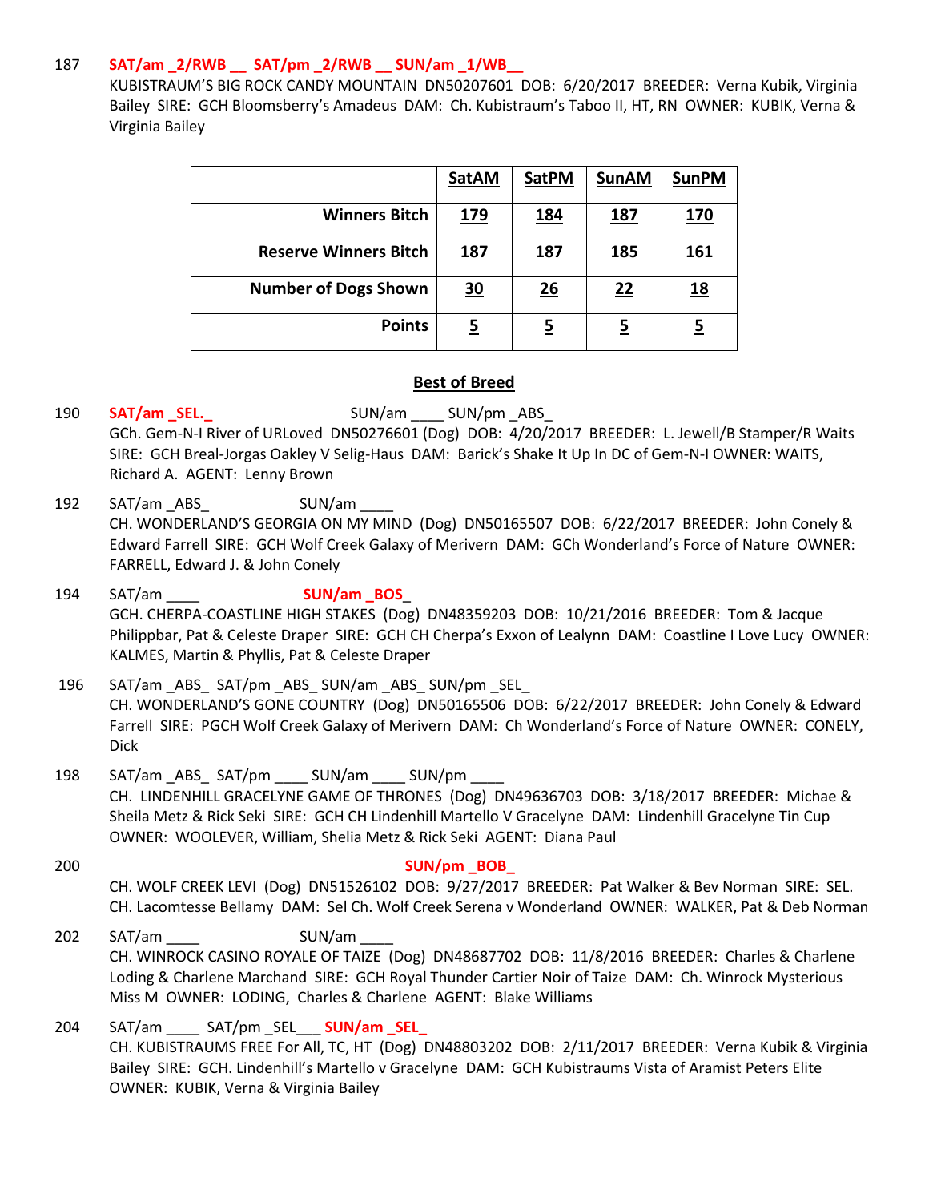187 **SAT/am _2/RWB __ SAT/pm _2/RWB __ SUN/am _1/WB__**
KUBISTRAUM'S BIG ROCK CANDY MOUNTAIN DN50207601 DOB: 6/20/2017 BREEDER: Verna Kubik, Virginia Bailey SIRE: GCH Bloomsberry's Amadeus DAM: Ch. Kubistraum's Taboo II, HT, RN OWNER: KUBIK, Verna & Virginia Bailey

| | SatAM | SatPM | SunAM | SunPM |
|---|---|---|---|---|
| **Winners Bitch** | **179** | **184** | **187** | **170** |
| **Reserve Winners Bitch** | **187** | **187** | **185** | **161** |
| **Number of Dogs Shown** | **30** | **26** | **22** | **18** |
| **Points** | **5** | **5** | **5** | **5** |

## Best of Breed

190 **SAT/am _SEL._** SUN/am ____ SUN/pm _ABS_
GCh. Gem-N-I River of URLoved DN50276601 (Dog) DOB: 4/20/2017 BREEDER: L. Jewell/B Stamper/R Waits SIRE: GCH Breal-Jorgas Oakley V Selig-Haus DAM: Barick's Shake It Up In DC of Gem-N-I OWNER: WAITS, Richard A. AGENT: Lenny Brown

192 SAT/am _ABS_ SUN/am ____
CH. WONDERLAND'S GEORGIA ON MY MIND (Dog) DN50165507 DOB: 6/22/2017 BREEDER: John Conely & Edward Farrell SIRE: GCH Wolf Creek Galaxy of Merivern DAM: GCh Wonderland's Force of Nature OWNER: FARRELL, Edward J. & John Conely

194 SAT/am ____ **SUN/am _BOS_**
GCH. CHERPA-COASTLINE HIGH STAKES (Dog) DN48359203 DOB: 10/21/2016 BREEDER: Tom & Jacque Philippbar, Pat & Celeste Draper SIRE: GCH CH Cherpa's Exxon of Lealynn DAM: Coastline I Love Lucy OWNER: KALMES, Martin & Phyllis, Pat & Celeste Draper

196 SAT/am _ABS_ SAT/pm _ABS_ SUN/am _ABS_ SUN/pm _SEL_
CH. WONDERLAND'S GONE COUNTRY (Dog) DN50165506 DOB: 6/22/2017 BREEDER: John Conely & Edward Farrell SIRE: PGCH Wolf Creek Galaxy of Merivern DAM: Ch Wonderland's Force of Nature OWNER: CONELY, Dick

198 SAT/am _ABS_ SAT/pm ____ SUN/am ____ SUN/pm ____
CH. LINDENHILL GRACELYNE GAME OF THRONES (Dog) DN49636703 DOB: 3/18/2017 BREEDER: Michae & Sheila Metz & Rick Seki SIRE: GCH CH Lindenhill Martello V Gracelyne DAM: Lindenhill Gracelyne Tin Cup OWNER: WOOLEVER, William, Shelia Metz & Rick Seki AGENT: Diana Paul

200 **SUN/pm _BOB_**
CH. WOLF CREEK LEVI (Dog) DN51526102 DOB: 9/27/2017 BREEDER: Pat Walker & Bev Norman SIRE: SEL. CH. Lacomtesse Bellamy DAM: Sel Ch. Wolf Creek Serena v Wonderland OWNER: WALKER, Pat & Deb Norman

202 SAT/am ____ SUN/am ____
CH. WINROCK CASINO ROYALE OF TAIZE (Dog) DN48687702 DOB: 11/8/2016 BREEDER: Charles & Charlene Loding & Charlene Marchand SIRE: GCH Royal Thunder Cartier Noir of Taize DAM: Ch. Winrock Mysterious Miss M OWNER: LODING, Charles & Charlene AGENT: Blake Williams

204 SAT/am ____ SAT/pm _SEL___ **SUN/am _SEL_**
CH. KUBISTRAUMS FREE For All, TC, HT (Dog) DN48803202 DOB: 2/11/2017 BREEDER: Verna Kubik & Virginia Bailey SIRE: GCH. Lindenhill's Martello v Gracelyne DAM: GCH Kubistraums Vista of Aramist Peters Elite OWNER: KUBIK, Verna & Virginia Bailey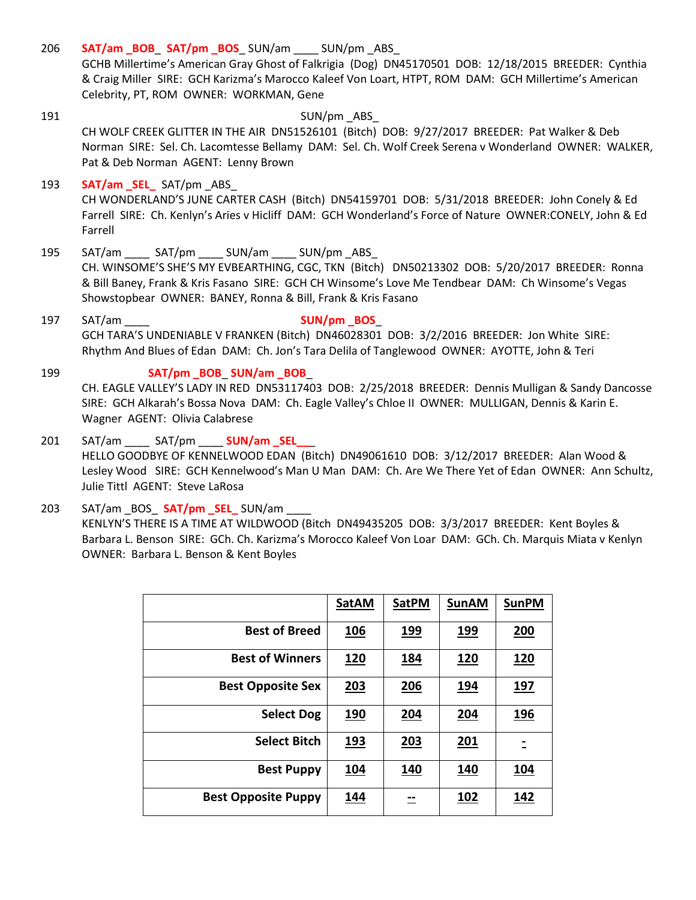206 SAT/am _BOB_ SAT/pm _BOS_ SUN/am ____ SUN/pm _ABS_
GCHB Millertime's American Gray Ghost of Falkrigia (Dog) DN45170501 DOB: 12/18/2015 BREEDER: Cynthia & Craig Miller SIRE: GCH Karizma's Marocco Kaleef Von Loart, HTPT, ROM DAM: GCH Millertime's American Celebrity, PT, ROM OWNER: WORKMAN, Gene

191 SUN/pm _ABS_
CH WOLF CREEK GLITTER IN THE AIR DN51526101 (Bitch) DOB: 9/27/2017 BREEDER: Pat Walker & Deb Norman SIRE: Sel. Ch. Lacomtesse Bellamy DAM: Sel. Ch. Wolf Creek Serena v Wonderland OWNER: WALKER, Pat & Deb Norman AGENT: Lenny Brown

193 SAT/am _SEL_ SAT/pm _ABS_
CH WONDERLAND'S JUNE CARTER CASH (Bitch) DN54159701 DOB: 5/31/2018 BREEDER: John Conely & Ed Farrell SIRE: Ch. Kenlyn's Aries v Hicliff DAM: GCH Wonderland's Force of Nature OWNER:CONELY, John & Ed Farrell

195 SAT/am ____ SAT/pm ____ SUN/am ____ SUN/pm _ABS_
CH. WINSOME'S SHE'S MY EVBEARTHING, CGC, TKN (Bitch) DN50213302 DOB: 5/20/2017 BREEDER: Ronna & Bill Baney, Frank & Kris Fasano SIRE: GCH CH Winsome's Love Me Tendbear DAM: Ch Winsome's Vegas Showstopbear OWNER: BANEY, Ronna & Bill, Frank & Kris Fasano

197 SAT/am ____ SUN/pm _BOS_
GCH TARA'S UNDENIABLE V FRANKEN (Bitch) DN46028301 DOB: 3/2/2016 BREEDER: Jon White SIRE: Rhythm And Blues of Edan DAM: Ch. Jon's Tara Delila of Tanglewood OWNER: AYOTTE, John & Teri

199 SAT/pm _BOB_ SUN/am _BOB_
CH. EAGLE VALLEY'S LADY IN RED DN53117403 DOB: 2/25/2018 BREEDER: Dennis Mulligan & Sandy Dancosse SIRE: GCH Alkarah's Bossa Nova DAM: Ch. Eagle Valley's Chloe II OWNER: MULLIGAN, Dennis & Karin E. Wagner AGENT: Olivia Calabrese

201 SAT/am ____ SAT/pm ____ SUN/am _SEL___
HELLO GOODBYE OF KENNELWOOD EDAN (Bitch) DN49061610 DOB: 3/12/2017 BREEDER: Alan Wood & Lesley Wood SIRE: GCH Kennelwood's Man U Man DAM: Ch. Are We There Yet of Edan OWNER: Ann Schultz, Julie Tittl AGENT: Steve LaRosa

203 SAT/am _BOS_ SAT/pm _SEL_ SUN/am ____
KENLYN'S THERE IS A TIME AT WILDWOOD (Bitch DN49435205 DOB: 3/3/2017 BREEDER: Kent Boyles & Barbara L. Benson SIRE: GCh. Ch. Karizma's Morocco Kaleef Von Loar DAM: GCh. Ch. Marquis Miata v Kenlyn OWNER: Barbara L. Benson & Kent Boyles

| | SatAM | SatPM | SunAM | SunPM |
|---|---|---|---|---|
| Best of Breed | 106 | 199 | 199 | 200 |
| Best of Winners | 120 | 184 | 120 | 120 |
| Best Opposite Sex | 203 | 206 | 194 | 197 |
| Select Dog | 190 | 204 | 204 | 196 |
| Select Bitch | 193 | 203 | 201 | - |
| Best Puppy | 104 | 140 | 140 | 104 |
| Best Opposite Puppy | 144 | -- | 102 | 142 |